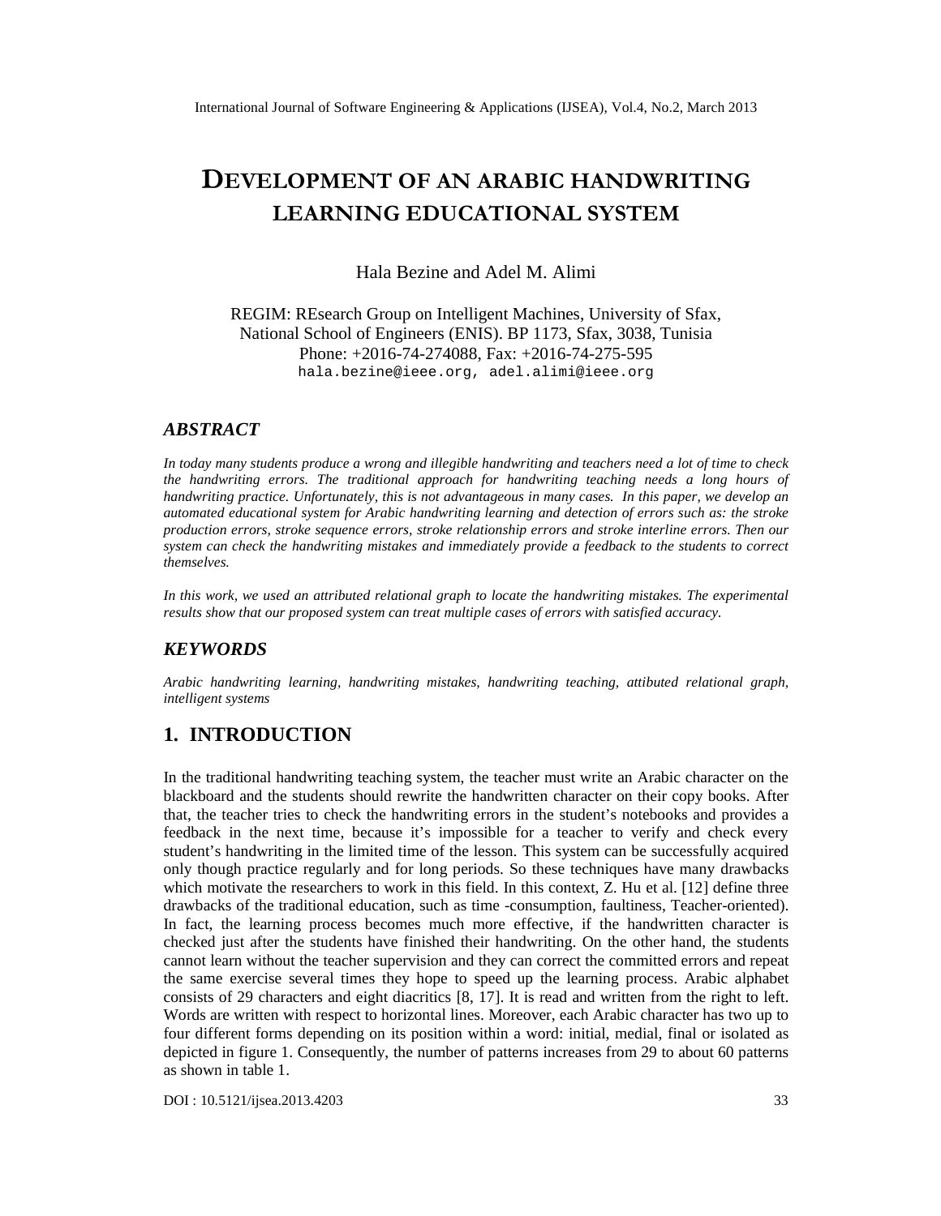# DEVELOPMENT OF AN ARABIC HANDWRITING LEARNING EDUCATIONAL SYSTEM

Hala Bezine and Adel M. Alimi

REGIM: REsearch Group on Intelligent Machines, University of Sfax,
National School of Engineers (ENIS). BP 1173, Sfax, 3038, Tunisia
Phone: +2016-74-274088, Fax: +2016-74-275-595
hala.bezine@ieee.org, adel.alimi@ieee.org

## ABSTRACT

*In today many students produce a wrong and illegible handwriting and teachers need a lot of time to check the handwriting errors. The traditional approach for handwriting teaching needs a long hours of handwriting practice. Unfortunately, this is not advantageous in many cases. In this paper, we develop an automated educational system for Arabic handwriting learning and detection of errors such as: the stroke production errors, stroke sequence errors, stroke relationship errors and stroke interline errors. Then our system can check the handwriting mistakes and immediately provide a feedback to the students to correct themselves.*

*In this work, we used an attributed relational graph to locate the handwriting mistakes. The experimental results show that our proposed system can treat multiple cases of errors with satisfied accuracy.*

## KEYWORDS

*Arabic handwriting learning, handwriting mistakes, handwriting teaching, attibuted relational graph, intelligent systems*

## 1. INTRODUCTION

In the traditional handwriting teaching system, the teacher must write an Arabic character on the blackboard and the students should rewrite the handwritten character on their copy books. After that, the teacher tries to check the handwriting errors in the student's notebooks and provides a feedback in the next time, because it's impossible for a teacher to verify and check every student's handwriting in the limited time of the lesson. This system can be successfully acquired only though practice regularly and for long periods. So these techniques have many drawbacks which motivate the researchers to work in this field. In this context, Z. Hu et al. [12] define three drawbacks of the traditional education, such as time -consumption, faultiness, Teacher-oriented). In fact, the learning process becomes much more effective, if the handwritten character is checked just after the students have finished their handwriting. On the other hand, the students cannot learn without the teacher supervision and they can correct the committed errors and repeat the same exercise several times they hope to speed up the learning process. Arabic alphabet consists of 29 characters and eight diacritics [8, 17]. It is read and written from the right to left. Words are written with respect to horizontal lines. Moreover, each Arabic character has two up to four different forms depending on its position within a word: initial, medial, final or isolated as depicted in figure 1. Consequently, the number of patterns increases from 29 to about 60 patterns as shown in table 1.

DOI : 10.5121/ijsea.2013.4203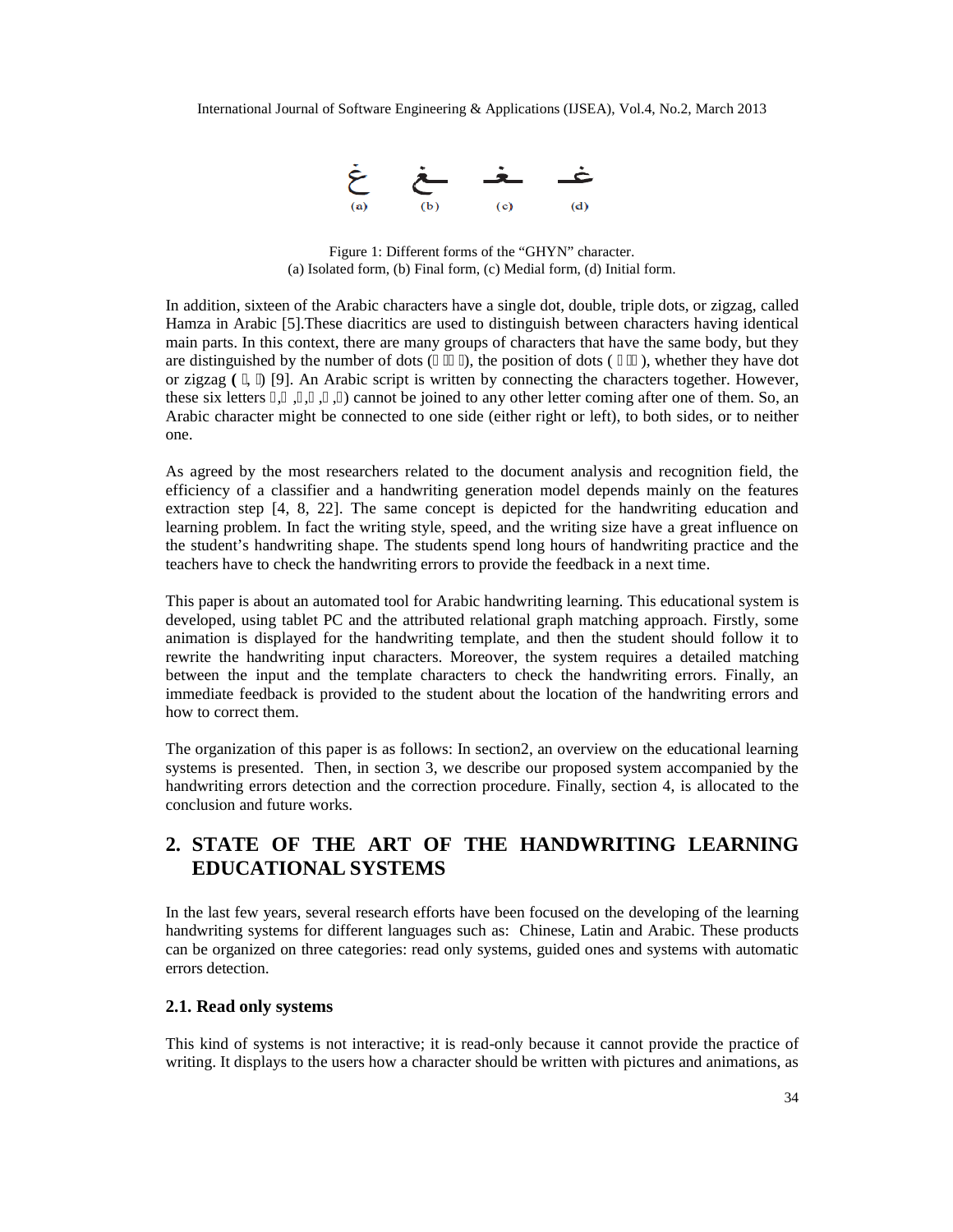غ ـغ ـغـ غـ

(a) (b) (c) (d)

Figure 1: Different forms of the "GHYN" character.
(a) Isolated form, (b) Final form, (c) Medial form, (d) Initial form.

In addition, sixteen of the Arabic characters have a single dot, double, triple dots, or zigzag, called Hamza in Arabic [5].These diacritics are used to distinguish between characters having identical main parts. In this context, there are many groups of characters that have the same body, but they are distinguished by the number of dots ( ), the position of dots ( ), whether they have dot or zigzag **(** , ) [9]. An Arabic script is written by connecting the characters together. However, these six letters , , , , , ) cannot be joined to any other letter coming after one of them. So, an Arabic character might be connected to one side (either right or left), to both sides, or to neither one.

As agreed by the most researchers related to the document analysis and recognition field, the efficiency of a classifier and a handwriting generation model depends mainly on the features extraction step [4, 8, 22]. The same concept is depicted for the handwriting education and learning problem. In fact the writing style, speed, and the writing size have a great influence on the student's handwriting shape. The students spend long hours of handwriting practice and the teachers have to check the handwriting errors to provide the feedback in a next time.

This paper is about an automated tool for Arabic handwriting learning. This educational system is developed, using tablet PC and the attributed relational graph matching approach. Firstly, some animation is displayed for the handwriting template, and then the student should follow it to rewrite the handwriting input characters. Moreover, the system requires a detailed matching between the input and the template characters to check the handwriting errors. Finally, an immediate feedback is provided to the student about the location of the handwriting errors and how to correct them.

The organization of this paper is as follows: In section2, an overview on the educational learning systems is presented. Then, in section 3, we describe our proposed system accompanied by the handwriting errors detection and the correction procedure. Finally, section 4, is allocated to the conclusion and future works.

## 2. STATE OF THE ART OF THE HANDWRITING LEARNING EDUCATIONAL SYSTEMS

In the last few years, several research efforts have been focused on the developing of the learning handwriting systems for different languages such as: Chinese, Latin and Arabic. These products can be organized on three categories: read only systems, guided ones and systems with automatic errors detection.

### 2.1. Read only systems

This kind of systems is not interactive; it is read-only because it cannot provide the practice of writing. It displays to the users how a character should be written with pictures and animations, as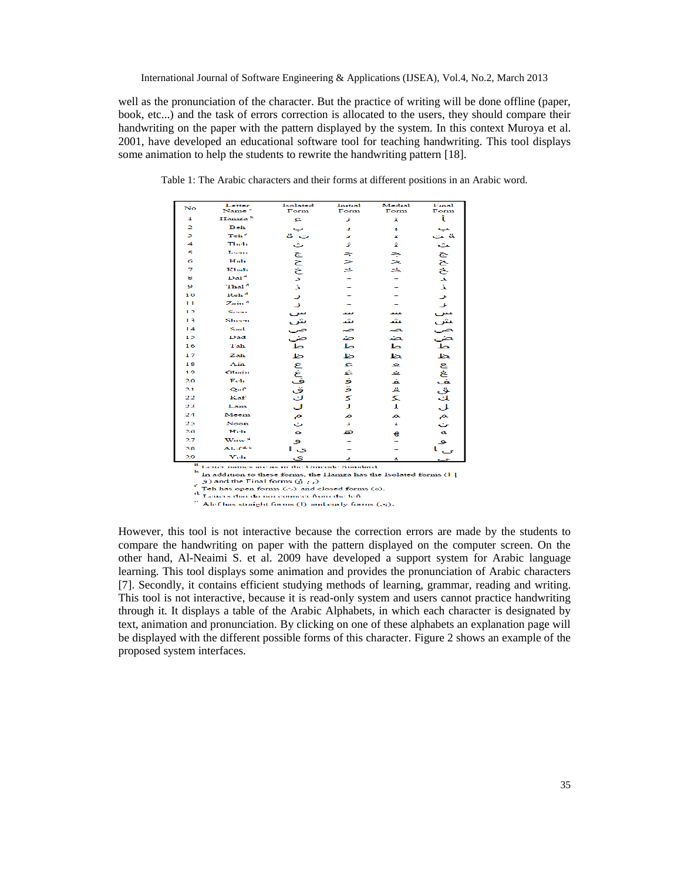well as the pronunciation of the character. But the practice of writing will be done offline (paper, book, etc...) and the task of errors correction is allocated to the users, they should compare their handwriting on the paper with the pattern displayed by the system. In this context Muroya et al. 2001, have developed an educational software tool for teaching handwriting. This tool displays some animation to help the students to rewrite the handwriting pattern [18].

Table 1: The Arabic characters and their forms at different positions in an Arabic word.

| No | Letter Name [a] | Isolated Form | Initial Form | Medial Form | Final Form |
|---|---|---|---|---|---|
| 1 | Hamza [b] | ء | أ | ئ | أ |
| 2 | Beh | ب | بـ | ـبـ | ـب |
| 3 | Teh [c] | ت ة | تـ | ـتـ | ـت ـة |
| 4 | Theh | ث | ثـ | ـثـ | ـث |
| 5 | Jeem | ج | جـ | ـجـ | ـج |
| 6 | Hah | ح | حـ | ـحـ | ـح |
| 7 | Khah | خ | خـ | ـخـ | ـخ |
| 8 | Dal [d] | د | – | – | ـد |
| 9 | Thal [d] | ذ | – | – | ـذ |
| 10 | Reh [d] | ر | – | – | ـر |
| 11 | Zain [d] | ز | – | – | ـز |
| 12 | Seen | س | سـ | ـسـ | ـس |
| 13 | Sheen | ش | شـ | ـشـ | ـش |
| 14 | Sad | ص | صـ | ـصـ | ـص |
| 15 | Dad | ض | ضـ | ـضـ | ـض |
| 16 | Tah | ط | طـ | ـطـ | ـط |
| 17 | Zah | ظ | ظـ | ـظـ | ـظ |
| 18 | Ain | ع | عـ | ـعـ | ـع |
| 19 | Ghain | غ | غـ | ـغـ | ـغ |
| 20 | Feh | ف | فـ | ـفـ | ـف |
| 21 | Qaf | ق | قـ | ـقـ | ـق |
| 22 | Kaf | ك | كـ | ـكـ | ـك |
| 23 | Lam | ل | لـ | ـلـ | ـل |
| 24 | Meem | م | مـ | ـمـ | ـم |
| 25 | Noon | ن | نـ | ـنـ | ـن |
| 26 | Heh | ه | هـ | ـهـ | ـه |
| 27 | Waw [d] | و | – | – | ـو |
| 28 | Alef [d,e] | ا ى | – | – | ـا ـى |
| 29 | Yeh | ي | يـ | ـيـ | ـي |

[a] Letter names are as in the Unicode Standard.
[b] In addition to these forms, the Hamza has the Isolated forms (أ إ ؤ) and the Final forms (ؤ ئ إ).
[c] Teh has open forms (ت) and closed forms (ة).
[d] Letters that do not connect from the left.
[e] Alef has straight forms (ا) and curly forms (ى).

However, this tool is not interactive because the correction errors are made by the students to compare the handwriting on paper with the pattern displayed on the computer screen. On the other hand, Al-Neaimi S. et al. 2009 have developed a support system for Arabic language learning. This tool displays some animation and provides the pronunciation of Arabic characters [7]. Secondly, it contains efficient studying methods of learning, grammar, reading and writing. This tool is not interactive, because it is read-only system and users cannot practice handwriting through it. It displays a table of the Arabic Alphabets, in which each character is designated by text, animation and pronunciation. By clicking on one of these alphabets an explanation page will be displayed with the different possible forms of this character. Figure 2 shows an example of the proposed system interfaces.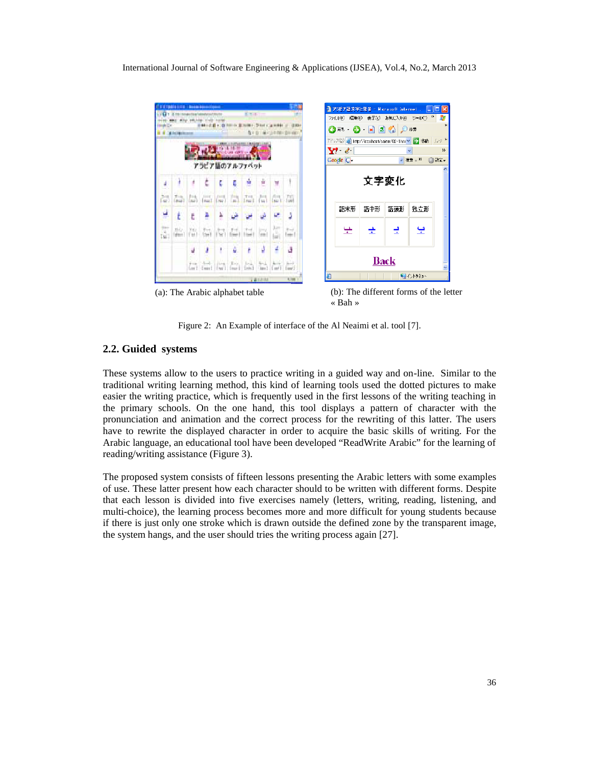(a): The Arabic alphabet table

(b): The different forms of the letter « Bah »

Figure 2: An Example of interface of the Al Neaimi et al. tool [7].

## 2.2. Guided systems

These systems allow to the users to practice writing in a guided way and on-line. Similar to the traditional writing learning method, this kind of learning tools used the dotted pictures to make easier the writing practice, which is frequently used in the first lessons of the writing teaching in the primary schools. On the one hand, this tool displays a pattern of character with the pronunciation and animation and the correct process for the rewriting of this latter. The users have to rewrite the displayed character in order to acquire the basic skills of writing. For the Arabic language, an educational tool have been developed "ReadWrite Arabic" for the learning of reading/writing assistance (Figure 3).

The proposed system consists of fifteen lessons presenting the Arabic letters with some examples of use. These latter present how each character should to be written with different forms. Despite that each lesson is divided into five exercises namely (letters, writing, reading, listening, and multi-choice), the learning process becomes more and more difficult for young students because if there is just only one stroke which is drawn outside the defined zone by the transparent image, the system hangs, and the user should tries the writing process again [27].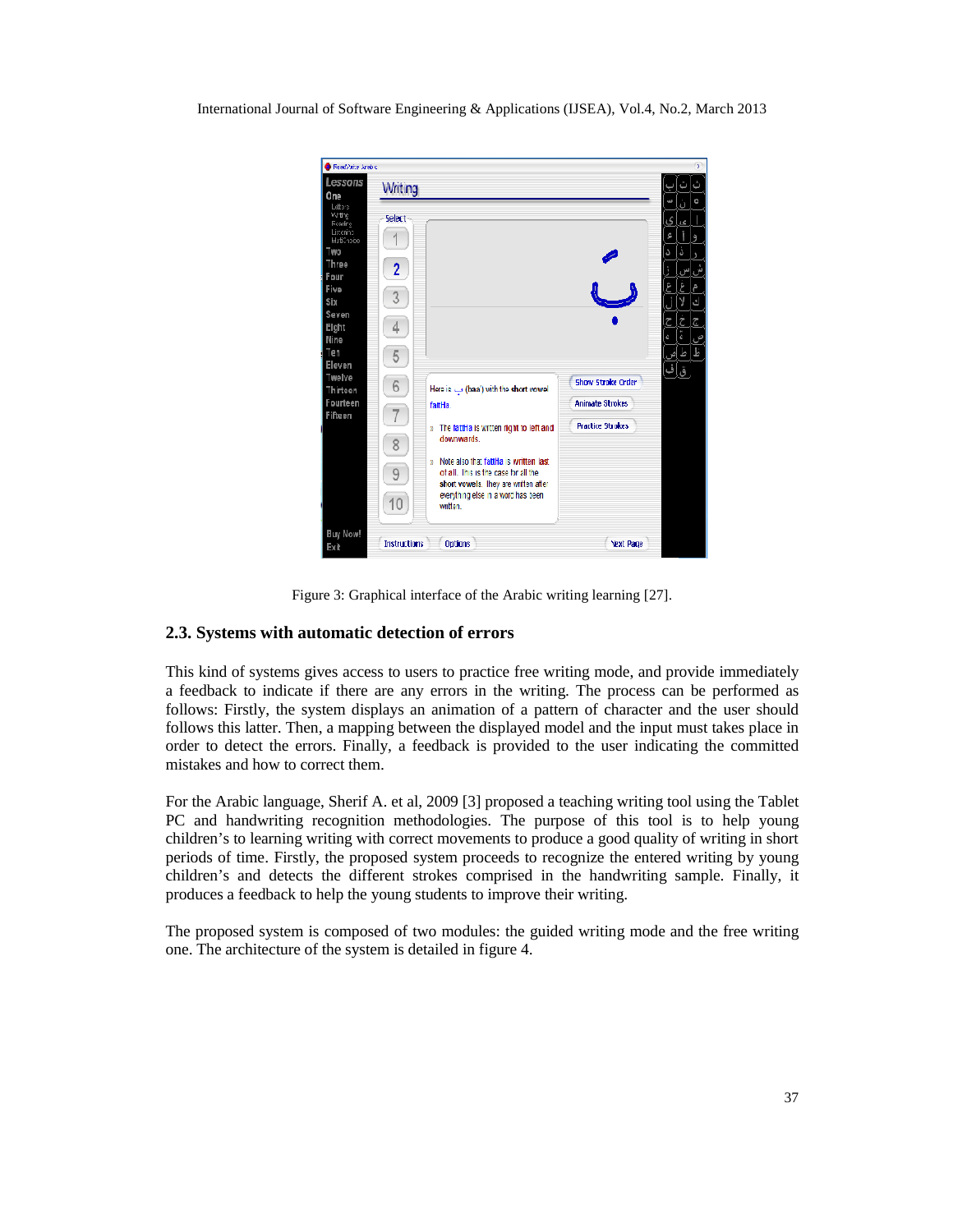Figure 3: Graphical interface of the Arabic writing learning [27].

### 2.3. Systems with automatic detection of errors

This kind of systems gives access to users to practice free writing mode, and provide immediately a feedback to indicate if there are any errors in the writing. The process can be performed as follows: Firstly, the system displays an animation of a pattern of character and the user should follows this latter. Then, a mapping between the displayed model and the input must takes place in order to detect the errors. Finally, a feedback is provided to the user indicating the committed mistakes and how to correct them.

For the Arabic language, Sherif A. et al, 2009 [3] proposed a teaching writing tool using the Tablet PC and handwriting recognition methodologies. The purpose of this tool is to help young children's to learning writing with correct movements to produce a good quality of writing in short periods of time. Firstly, the proposed system proceeds to recognize the entered writing by young children's and detects the different strokes comprised in the handwriting sample. Finally, it produces a feedback to help the young students to improve their writing.

The proposed system is composed of two modules: the guided writing mode and the free writing one. The architecture of the system is detailed in figure 4.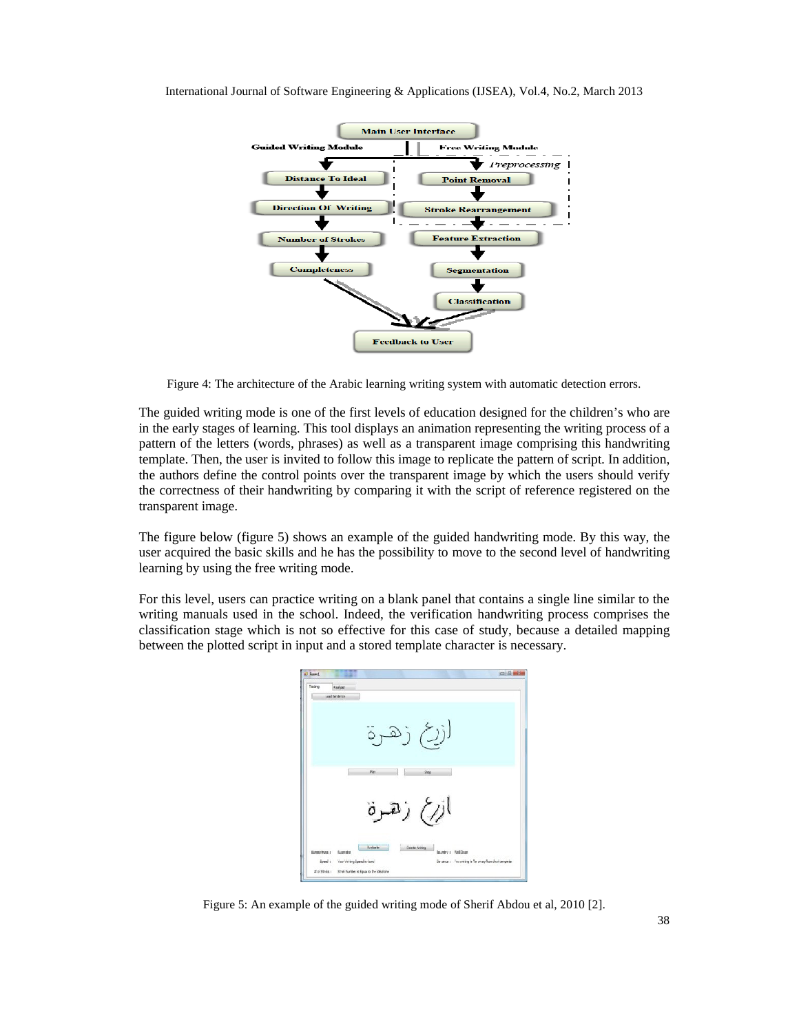Figure 4: The architecture of the Arabic learning writing system with automatic detection errors.

The guided writing mode is one of the first levels of education designed for the children's who are in the early stages of learning. This tool displays an animation representing the writing process of a pattern of the letters (words, phrases) as well as a transparent image comprising this handwriting template. Then, the user is invited to follow this image to replicate the pattern of script. In addition, the authors define the control points over the transparent image by which the users should verify the correctness of their handwriting by comparing it with the script of reference registered on the transparent image.

The figure below (figure 5) shows an example of the guided handwriting mode. By this way, the user acquired the basic skills and he has the possibility to move to the second level of handwriting learning by using the free writing mode.

For this level, users can practice writing on a blank panel that contains a single line similar to the writing manuals used in the school. Indeed, the verification handwriting process comprises the classification stage which is not so effective for this case of study, because a detailed mapping between the plotted script in input and a stored template character is necessary.

Figure 5: An example of the guided writing mode of Sherif Abdou et al, 2010 [2].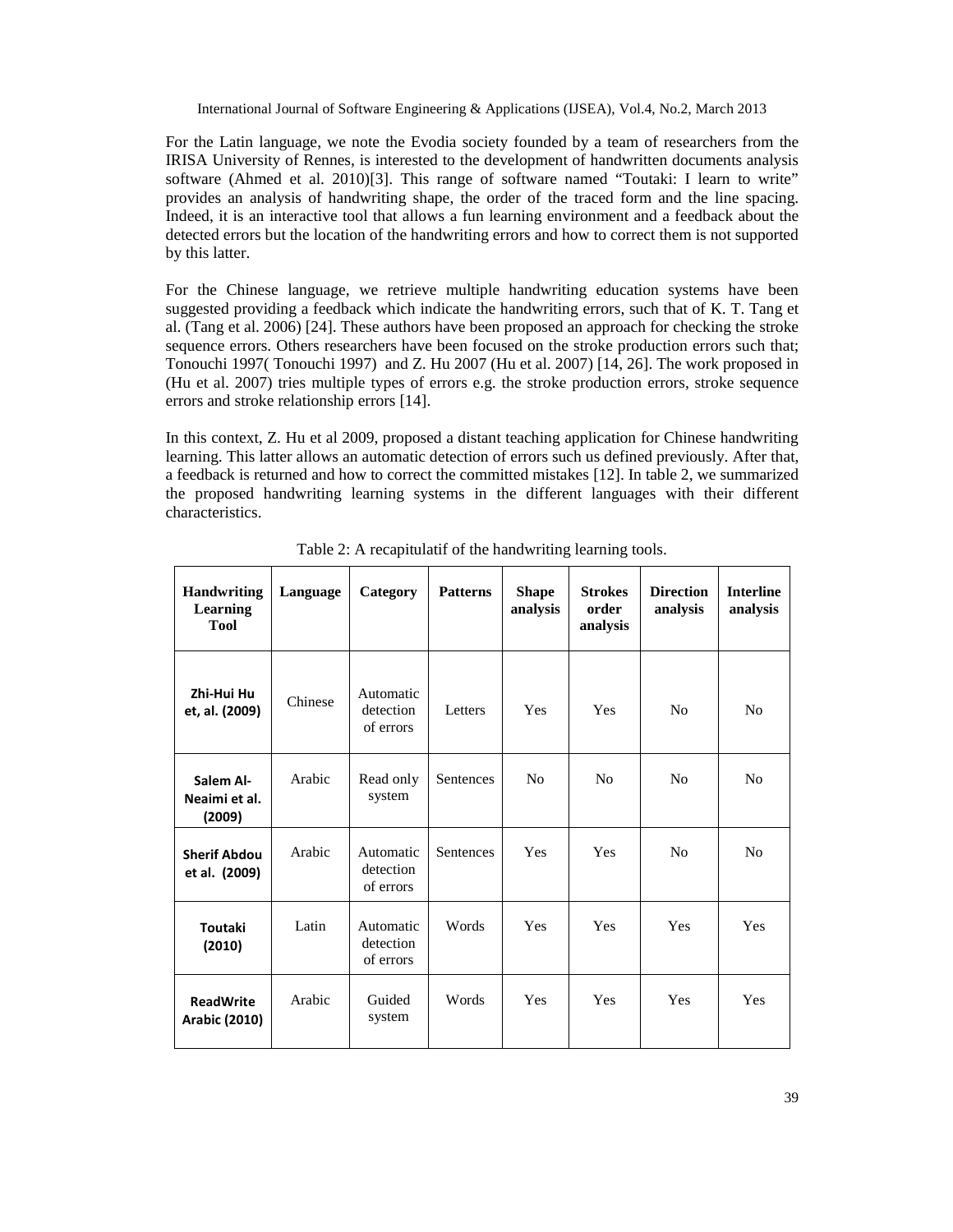For the Latin language, we note the Evodia society founded by a team of researchers from the IRISA University of Rennes, is interested to the development of handwritten documents analysis software (Ahmed et al. 2010)[3]. This range of software named "Toutaki: I learn to write" provides an analysis of handwriting shape, the order of the traced form and the line spacing. Indeed, it is an interactive tool that allows a fun learning environment and a feedback about the detected errors but the location of the handwriting errors and how to correct them is not supported by this latter.

For the Chinese language, we retrieve multiple handwriting education systems have been suggested providing a feedback which indicate the handwriting errors, such that of K. T. Tang et al. (Tang et al. 2006) [24]. These authors have been proposed an approach for checking the stroke sequence errors. Others researchers have been focused on the stroke production errors such that; Tonouchi 1997( Tonouchi 1997) and Z. Hu 2007 (Hu et al. 2007) [14, 26]. The work proposed in (Hu et al. 2007) tries multiple types of errors e.g. the stroke production errors, stroke sequence errors and stroke relationship errors [14].

In this context, Z. Hu et al 2009, proposed a distant teaching application for Chinese handwriting learning. This latter allows an automatic detection of errors such us defined previously. After that, a feedback is returned and how to correct the committed mistakes [12]. In table 2, we summarized the proposed handwriting learning systems in the different languages with their different characteristics.

Table 2: A recapitulatif of the handwriting learning tools.

| Handwriting Learning Tool | Language | Category | Patterns | Shape analysis | Strokes order analysis | Direction analysis | Interline analysis |
|---|---|---|---|---|---|---|---|
| **Zhi-Hui Hu et, al. (2009)** | Chinese | Automatic detection of errors | Letters | Yes | Yes | No | No |
| **Salem Al-Neaimi et al. (2009)** | Arabic | Read only system | Sentences | No | No | No | No |
| **Sherif Abdou et al. (2009)** | Arabic | Automatic detection of errors | Sentences | Yes | Yes | No | No |
| **Toutaki (2010)** | Latin | Automatic detection of errors | Words | Yes | Yes | Yes | Yes |
| **ReadWrite Arabic (2010)** | Arabic | Guided system | Words | Yes | Yes | Yes | Yes |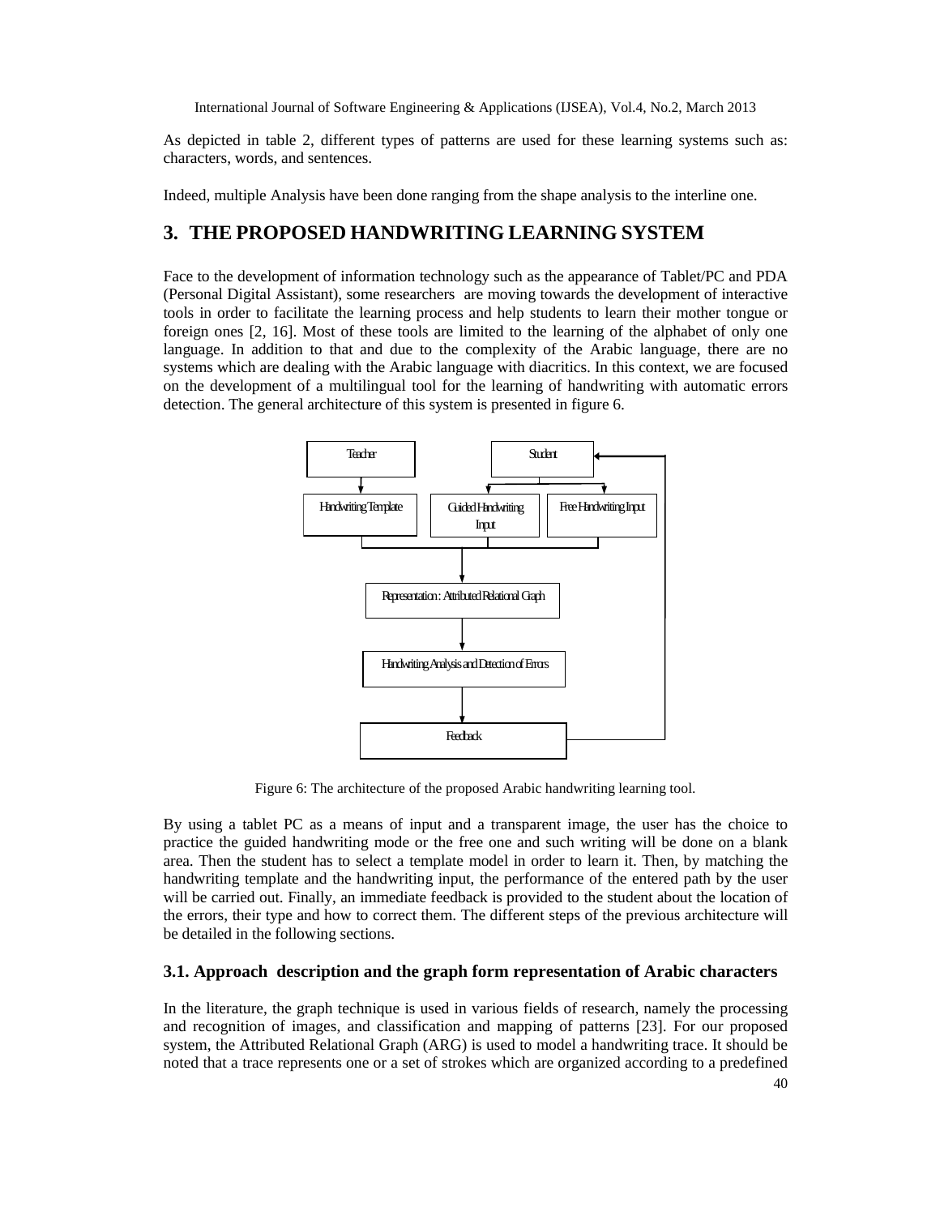As depicted in table 2, different types of patterns are used for these learning systems such as: characters, words, and sentences.

Indeed, multiple Analysis have been done ranging from the shape analysis to the interline one.

## 3. THE PROPOSED HANDWRITING LEARNING SYSTEM

Face to the development of information technology such as the appearance of Tablet/PC and PDA (Personal Digital Assistant), some researchers are moving towards the development of interactive tools in order to facilitate the learning process and help students to learn their mother tongue or foreign ones [2, 16]. Most of these tools are limited to the learning of the alphabet of only one language. In addition to that and due to the complexity of the Arabic language, there are no systems which are dealing with the Arabic language with diacritics. In this context, we are focused on the development of a multilingual tool for the learning of handwriting with automatic errors detection. The general architecture of this system is presented in figure 6.

Teacher

Student

Handwriting Template

Guided Handwriting Input

Free Handwriting Input

Representation : Attributed Relational Graph

Handwriting Analysis and Detection of Errors

Feedback

Figure 6: The architecture of the proposed Arabic handwriting learning tool.

By using a tablet PC as a means of input and a transparent image, the user has the choice to practice the guided handwriting mode or the free one and such writing will be done on a blank area. Then the student has to select a template model in order to learn it. Then, by matching the handwriting template and the handwriting input, the performance of the entered path by the user will be carried out. Finally, an immediate feedback is provided to the student about the location of the errors, their type and how to correct them. The different steps of the previous architecture will be detailed in the following sections.

### 3.1. Approach description and the graph form representation of Arabic characters

In the literature, the graph technique is used in various fields of research, namely the processing and recognition of images, and classification and mapping of patterns [23]. For our proposed system, the Attributed Relational Graph (ARG) is used to model a handwriting trace. It should be noted that a trace represents one or a set of strokes which are organized according to a predefined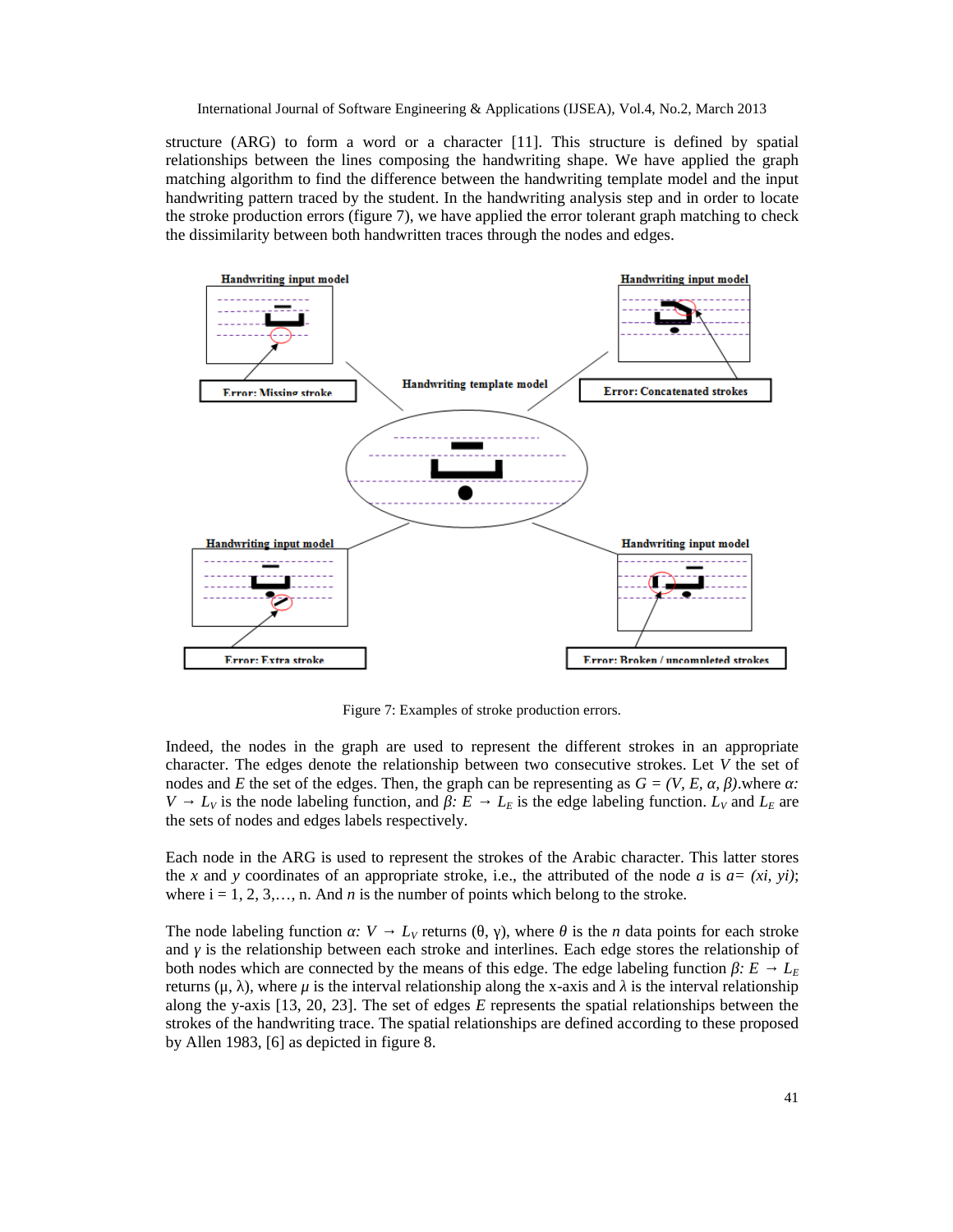structure (ARG) to form a word or a character [11]. This structure is defined by spatial relationships between the lines composing the handwriting shape. We have applied the graph matching algorithm to find the difference between the handwriting template model and the input handwriting pattern traced by the student. In the handwriting analysis step and in order to locate the stroke production errors (figure 7), we have applied the error tolerant graph matching to check the dissimilarity between both handwritten traces through the nodes and edges.

Figure 7: Examples of stroke production errors.

Indeed, the nodes in the graph are used to represent the different strokes in an appropriate character. The edges denote the relationship between two consecutive strokes. Let $V$ the set of nodes and $E$ the set of the edges. Then, the graph can be representing as $G = (V, E, \alpha, \beta)$.where $\alpha: V \rightarrow L_V$ is the node labeling function, and $\beta: E \rightarrow L_E$ is the edge labeling function. $L_V$ and $L_E$ are the sets of nodes and edges labels respectively.

Each node in the ARG is used to represent the strokes of the Arabic character. This latter stores the $x$ and $y$ coordinates of an appropriate stroke, i.e., the attributed of the node $a$ is $a= (xi, yi)$; where i = 1, 2, 3,…, n. And $n$ is the number of points which belong to the stroke.

The node labeling function $\alpha: V \rightarrow L_V$ returns $(\theta, \gamma)$, where $\theta$ is the $n$ data points for each stroke and $\gamma$ is the relationship between each stroke and interlines. Each edge stores the relationship of both nodes which are connected by the means of this edge. The edge labeling function $\beta: E \rightarrow L_E$ returns $(\mu, \lambda)$, where $\mu$ is the interval relationship along the x-axis and $\lambda$ is the interval relationship along the y-axis [13, 20, 23]. The set of edges $E$ represents the spatial relationships between the strokes of the handwriting trace. The spatial relationships are defined according to these proposed by Allen 1983, [6] as depicted in figure 8.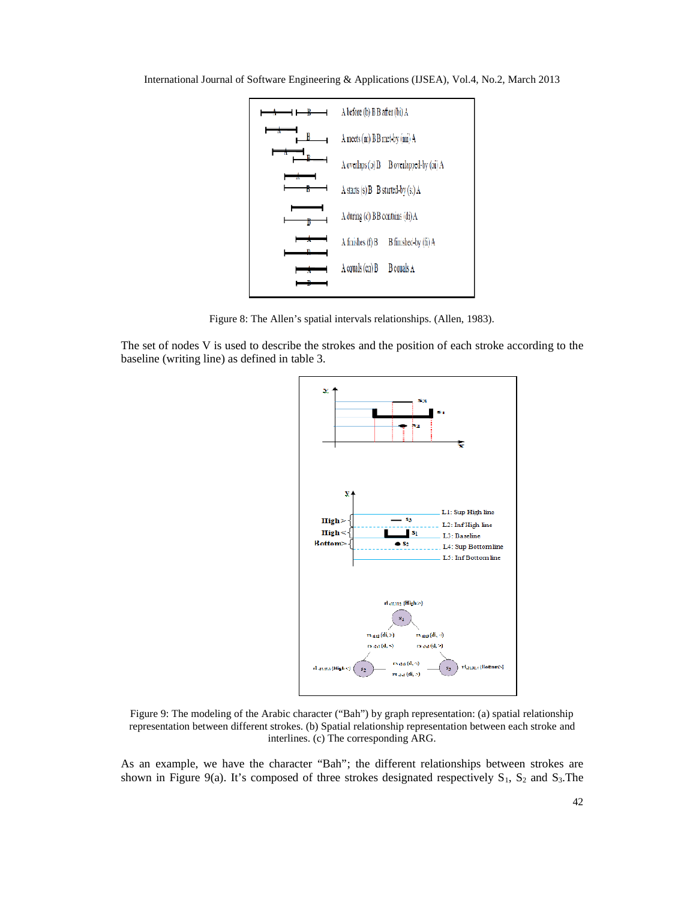Figure 8: The Allen's spatial intervals relationships. (Allen, 1983).

The set of nodes V is used to describe the strokes and the position of each stroke according to the baseline (writing line) as defined in table 3.

Figure 9: The modeling of the Arabic character ("Bah") by graph representation: (a) spatial relationship representation between different strokes. (b) Spatial relationship representation between each stroke and interlines. (c) The corresponding ARG.

As an example, we have the character "Bah"; the different relationships between strokes are shown in Figure 9(a). It's composed of three strokes designated respectively $S_1$, $S_2$ and $S_3$.The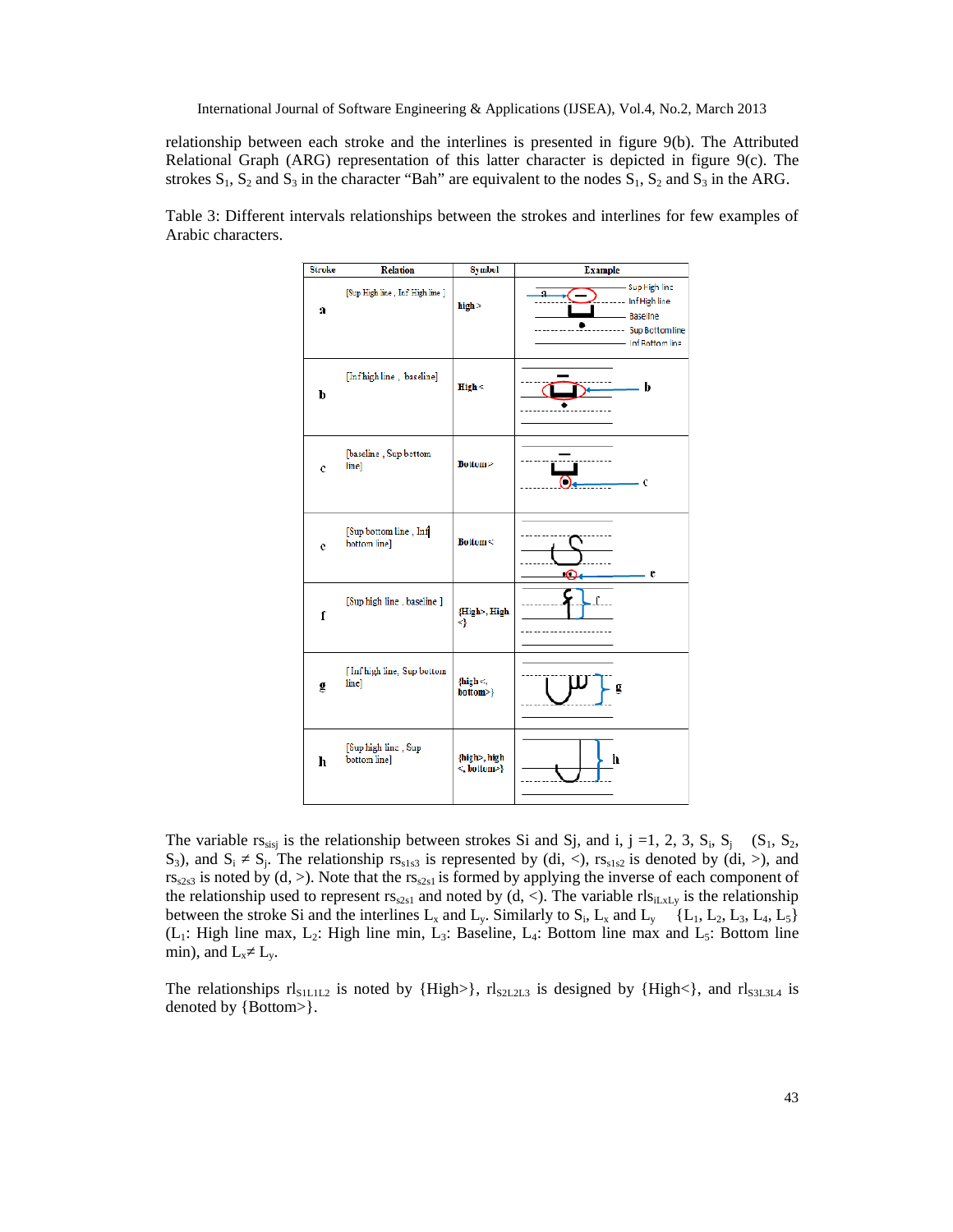relationship between each stroke and the interlines is presented in figure 9(b). The Attributed Relational Graph (ARG) representation of this latter character is depicted in figure 9(c). The strokes $S_1$, $S_2$ and $S_3$ in the character "Bah" are equivalent to the nodes $S_1$, $S_2$ and $S_3$ in the ARG.

Table 3: Different intervals relationships between the strokes and interlines for few examples of Arabic characters.

| Stroke | Relation | Symbol | Example |
|---|---|---|---|
| a | [Sup High line , Inf High line ] | high > | |
| b | [Inf high line , baseline] | High < | |
| c | [baseline , Sup bottom line] | Bottom > | |
| e | [Sup bottom line , Inf bottom line] | Bottom < | |
| f | [Sup high line , baseline ] | {High>, High <} | |
| g | [ Inf high line, Sup bottom line] | {high <, bottom>} | |
| h | [Sup high line , Sup bottom line] | {high>, high <, bottom>} | |

The variable $rs_{sisj}$ is the relationship between strokes Si and Sj, and i, j =1, 2, 3, $S_i$, $S_j$ $\in$ ($S_1$, $S_2$, $S_3$), and $S_i \neq S_j$. The relationship $rs_{s1s3}$ is represented by (di, <), $rs_{s1s2}$ is denoted by (di, >), and $rs_{s2s3}$ is noted by (d, >). Note that the $rs_{s2s1}$ is formed by applying the inverse of each component of the relationship used to represent $rs_{s2s1}$ and noted by (d, <). The variable $rls_{iLxLy}$ is the relationship between the stroke Si and the interlines $L_x$ and $L_y$. Similarly to $S_i$, $L_x$ and $L_y$ $\in$ {$L_1$, $L_2$, $L_3$, $L_4$, $L_5$} ($L_1$: High line max, $L_2$: High line min, $L_3$: Baseline, $L_4$: Bottom line max and $L_5$: Bottom line min), and $L_x \neq L_y$.

The relationships $rl_{S1L1L2}$ is noted by {High>}, $rl_{S2L2L3}$ is designed by {High<}, and $rl_{S3L3L4}$ is denoted by {Bottom>}.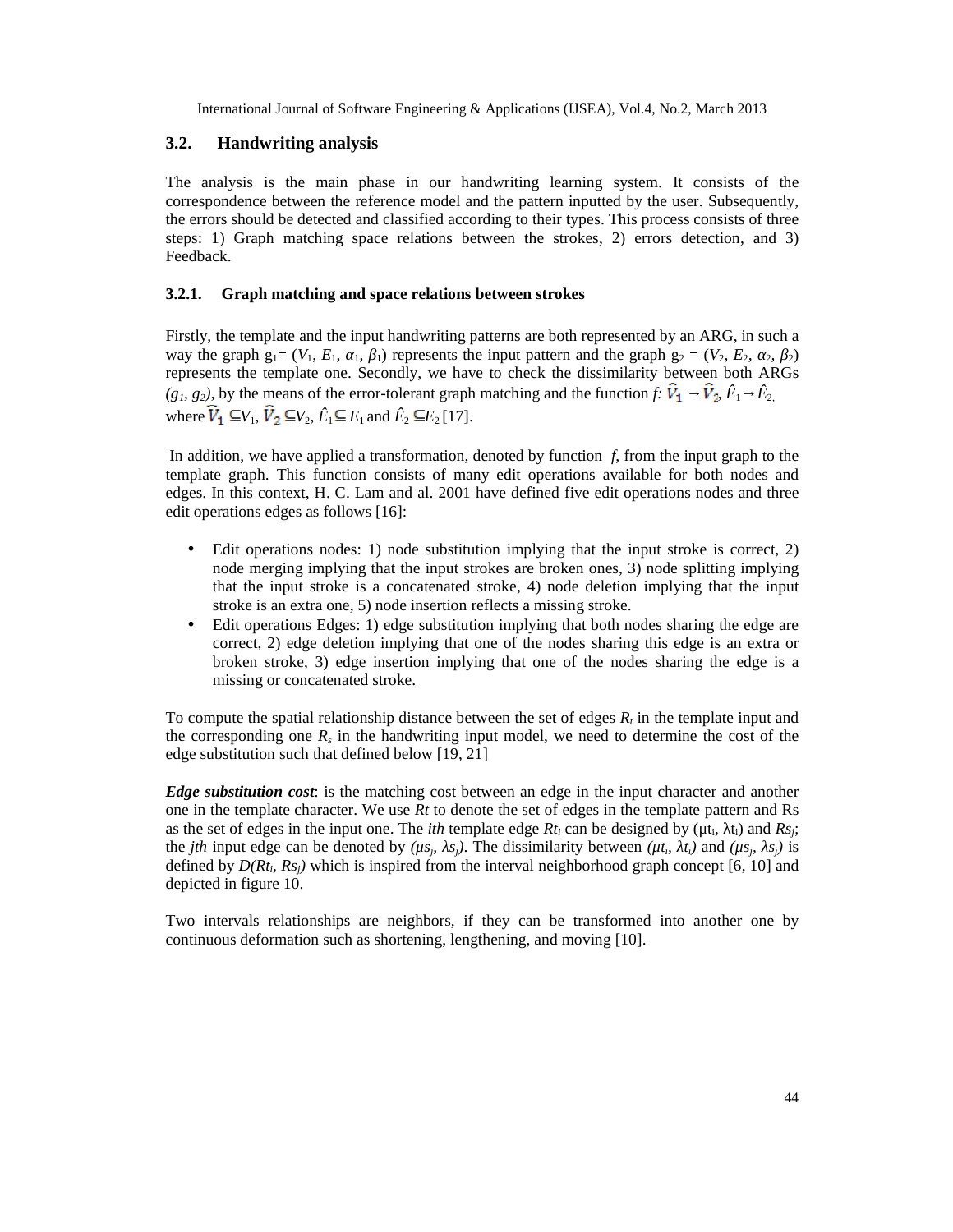## 3.2. Handwriting analysis

The analysis is the main phase in our handwriting learning system. It consists of the correspondence between the reference model and the pattern inputted by the user. Subsequently, the errors should be detected and classified according to their types. This process consists of three steps: 1) Graph matching space relations between the strokes, 2) errors detection, and 3) Feedback.

### 3.2.1. Graph matching and space relations between strokes

Firstly, the template and the input handwriting patterns are both represented by an ARG, in such a way the graph $g_1 = (V_1, E_1, \alpha_1, \beta_1)$ represents the input pattern and the graph $g_2 = (V_2, E_2, \alpha_2, \beta_2)$ represents the template one. Secondly, we have to check the dissimilarity between both ARGs $(g_1, g_2)$, by the means of the error-tolerant graph matching and the function $f$: $\hat{V}_1 \rightarrow \hat{V}_2$, $\hat{E}_1 \rightarrow \hat{E}_2$, where $\hat{V}_1 \subseteq V_1$, $\hat{V}_2 \subseteq V_2$, $\hat{E}_1 \subseteq E_1$ and $\hat{E}_2 \subseteq E_2$ [17].

In addition, we have applied a transformation, denoted by function $f$, from the input graph to the template graph. This function consists of many edit operations available for both nodes and edges. In this context, H. C. Lam and al. 2001 have defined five edit operations nodes and three edit operations edges as follows [16]:

- Edit operations nodes: 1) node substitution implying that the input stroke is correct, 2) node merging implying that the input strokes are broken ones, 3) node splitting implying that the input stroke is a concatenated stroke, 4) node deletion implying that the input stroke is an extra one, 5) node insertion reflects a missing stroke.
- Edit operations Edges: 1) edge substitution implying that both nodes sharing the edge are correct, 2) edge deletion implying that one of the nodes sharing this edge is an extra or broken stroke, 3) edge insertion implying that one of the nodes sharing the edge is a missing or concatenated stroke.

To compute the spatial relationship distance between the set of edges $R_t$ in the template input and the corresponding one $R_s$ in the handwriting input model, we need to determine the cost of the edge substitution such that defined below [19, 21]

***Edge substitution cost***: is the matching cost between an edge in the input character and another one in the template character. We use $Rt$ to denote the set of edges in the template pattern and Rs as the set of edges in the input one. The *ith* template edge $Rt_i$ can be designed by $(\mu t_i, \lambda t_i)$ and $Rs_j$; the *jth* input edge can be denoted by $(\mu s_j, \lambda s_j)$. The dissimilarity between $(\mu t_i, \lambda t_i)$ and $(\mu s_j, \lambda s_j)$ is defined by $D(Rt_i, Rs_j)$ which is inspired from the interval neighborhood graph concept [6, 10] and depicted in figure 10.

Two intervals relationships are neighbors, if they can be transformed into another one by continuous deformation such as shortening, lengthening, and moving [10].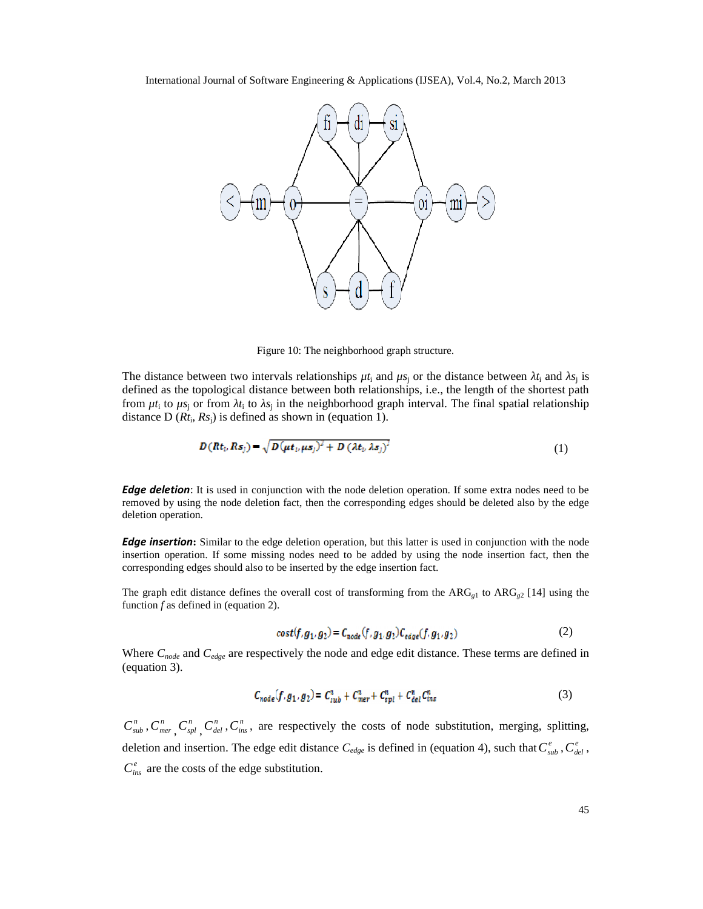Figure 10: The neighborhood graph structure.

The distance between two intervals relationships $\mu t_i$ and $\mu s_j$ or the distance between $\lambda t_i$ and $\lambda s_j$ is defined as the topological distance between both relationships, i.e., the length of the shortest path from $\mu t_i$ to $\mu s_j$ or from $\lambda t_i$ to $\lambda s_j$ in the neighborhood graph interval. The final spatial relationship distance D ($Rt_i$, $Rs_j$) is defined as shown in (equation 1).

$$D(Rt_i, Rs_j) = \sqrt{D(\mu t_i, \mu s_j)^2 + D(\lambda t_i, \lambda s_j)^2} \tag{1}$$

***Edge deletion***: It is used in conjunction with the node deletion operation. If some extra nodes need to be removed by using the node deletion fact, then the corresponding edges should be deleted also by the edge deletion operation.

***Edge insertion*:** Similar to the edge deletion operation, but this latter is used in conjunction with the node insertion operation. If some missing nodes need to be added by using the node insertion fact, then the corresponding edges should also to be inserted by the edge insertion fact.

The graph edit distance defines the overall cost of transforming from the $ARG_{g1}$ to $ARG_{g2}$ [14] using the function *f* as defined in (equation 2).

$$cost(f, g_1, g_2) = C_{node}(f, g_1, g_2) C_{edge}(f, g_1, g_2) \tag{2}$$

Where $C_{node}$ and $C_{edge}$ are respectively the node and edge edit distance. These terms are defined in (equation 3).

$$C_{node}(f, g_1, g_2) = C^n_{sub} + C^n_{mer} + C^n_{spl} + C^n_{del} C^n_{ins} \tag{3}$$

$C^n_{sub}$, $C^n_{mer}$, $C^n_{spl}$, $C^n_{del}$, $C^n_{ins}$, are respectively the costs of node substitution, merging, splitting, deletion and insertion. The edge edit distance $C_{edge}$ is defined in (equation 4), such that $C^e_{sub}$, $C^e_{del}$, $C^e_{ins}$ are the costs of the edge substitution.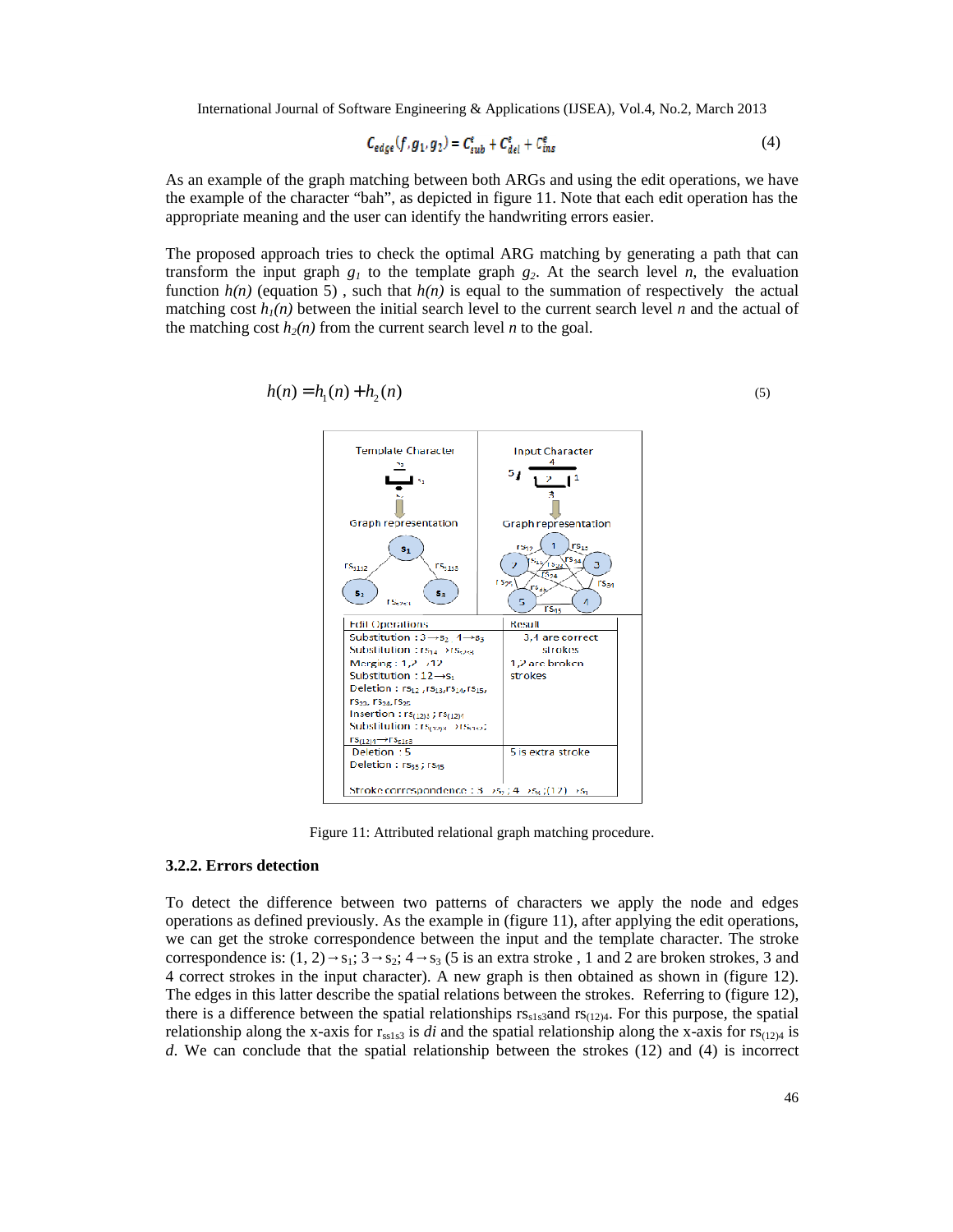$$C_{edge}(f, g_1, g_2) = C^e_{sub} + C^e_{del} + C^e_{ins} \tag{4}$$

As an example of the graph matching between both ARGs and using the edit operations, we have the example of the character "bah", as depicted in figure 11. Note that each edit operation has the appropriate meaning and the user can identify the handwriting errors easier.

The proposed approach tries to check the optimal ARG matching by generating a path that can transform the input graph $g_1$ to the template graph $g_2$. At the search level $n$, the evaluation function $h(n)$ (equation 5) , such that $h(n)$ is equal to the summation of respectively the actual matching cost $h_1(n)$ between the initial search level to the current search level $n$ and the actual of the matching cost $h_2(n)$ from the current search level $n$ to the goal.

$$h(n) = h_1(n) + h_2(n) \tag{5}$$

Figure 11: Attributed relational graph matching procedure.

### 3.2.2. Errors detection

To detect the difference between two patterns of characters we apply the node and edges operations as defined previously. As the example in (figure 11), after applying the edit operations, we can get the stroke correspondence between the input and the template character. The stroke correspondence is: $(1, 2) \rightarrow s_1$; $3 \rightarrow s_2$; $4 \rightarrow s_3$ (5 is an extra stroke , 1 and 2 are broken strokes, 3 and 4 correct strokes in the input character). A new graph is then obtained as shown in (figure 12). The edges in this latter describe the spatial relations between the strokes. Referring to (figure 12), there is a difference between the spatial relationships $rs_{s1s3}$and $rs_{(12)4}$. For this purpose, the spatial relationship along the x-axis for $r_{ss1s3}$ is *di* and the spatial relationship along the x-axis for $rs_{(12)4}$ is *d*. We can conclude that the spatial relationship between the strokes (12) and (4) is incorrect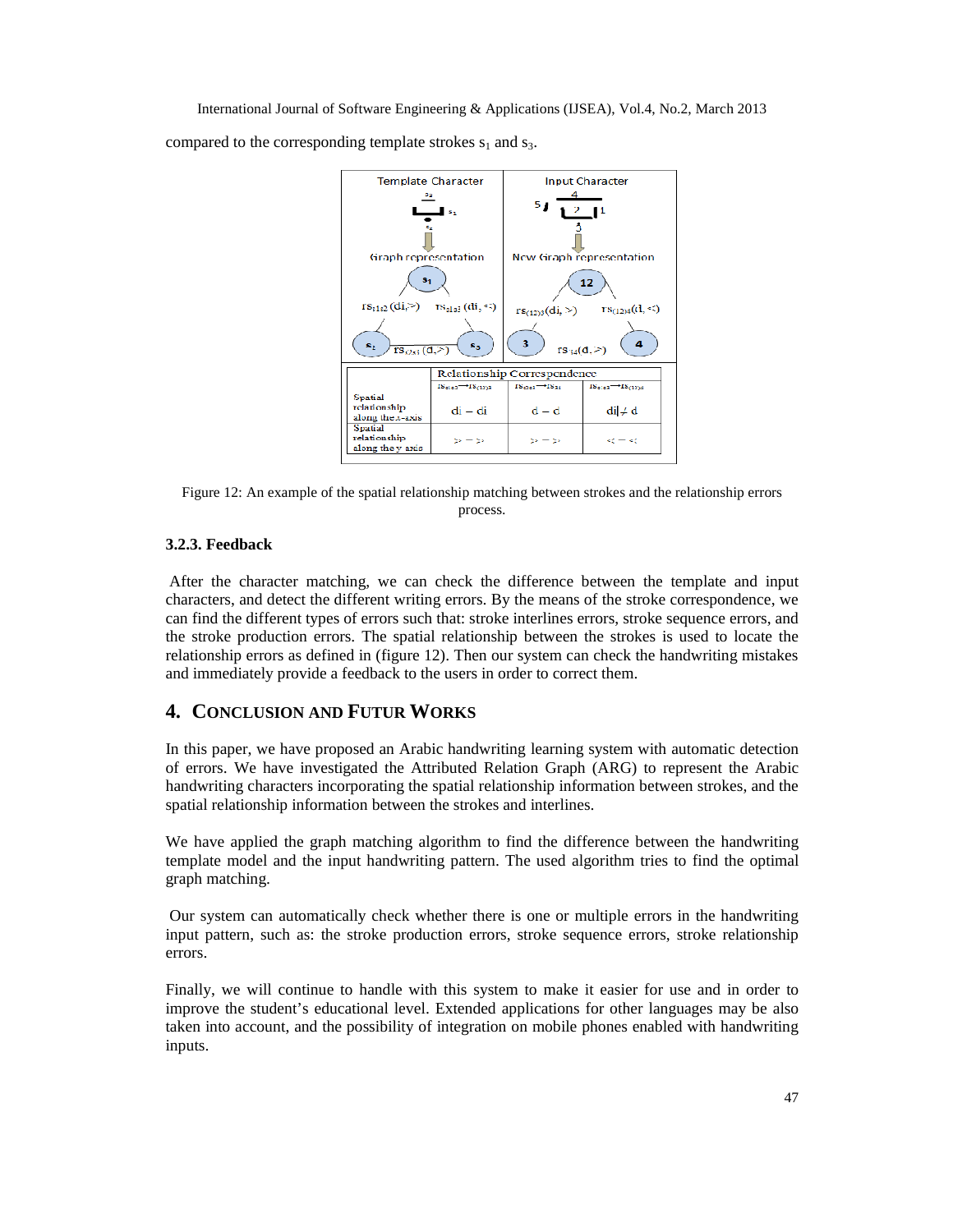compared to the corresponding template strokes $s_1$ and $s_3$.

| | Relationship Correspondence | | |
|---|---|---|---|
| | $rs_{s1s2} \rightarrow rs_{(12)3}$ | $rs_{s2s3} \rightarrow rs_{34}$ | $rs_{s1s3} \rightarrow rs_{(12)4}$ |
| Spatial relationship along the x-axis | di = di | d = d | di ≠ d |
| Spatial relationship along the y axis | > = > | > = > | < = < |

Figure 12: An example of the spatial relationship matching between strokes and the relationship errors process.

### 3.2.3. Feedback

After the character matching, we can check the difference between the template and input characters, and detect the different writing errors. By the means of the stroke correspondence, we can find the different types of errors such that: stroke interlines errors, stroke sequence errors, and the stroke production errors. The spatial relationship between the strokes is used to locate the relationship errors as defined in (figure 12). Then our system can check the handwriting mistakes and immediately provide a feedback to the users in order to correct them.

## 4. Conclusion and Futur Works

In this paper, we have proposed an Arabic handwriting learning system with automatic detection of errors. We have investigated the Attributed Relation Graph (ARG) to represent the Arabic handwriting characters incorporating the spatial relationship information between strokes, and the spatial relationship information between the strokes and interlines.

We have applied the graph matching algorithm to find the difference between the handwriting template model and the input handwriting pattern. The used algorithm tries to find the optimal graph matching.

Our system can automatically check whether there is one or multiple errors in the handwriting input pattern, such as: the stroke production errors, stroke sequence errors, stroke relationship errors.

Finally, we will continue to handle with this system to make it easier for use and in order to improve the student's educational level. Extended applications for other languages may be also taken into account, and the possibility of integration on mobile phones enabled with handwriting inputs.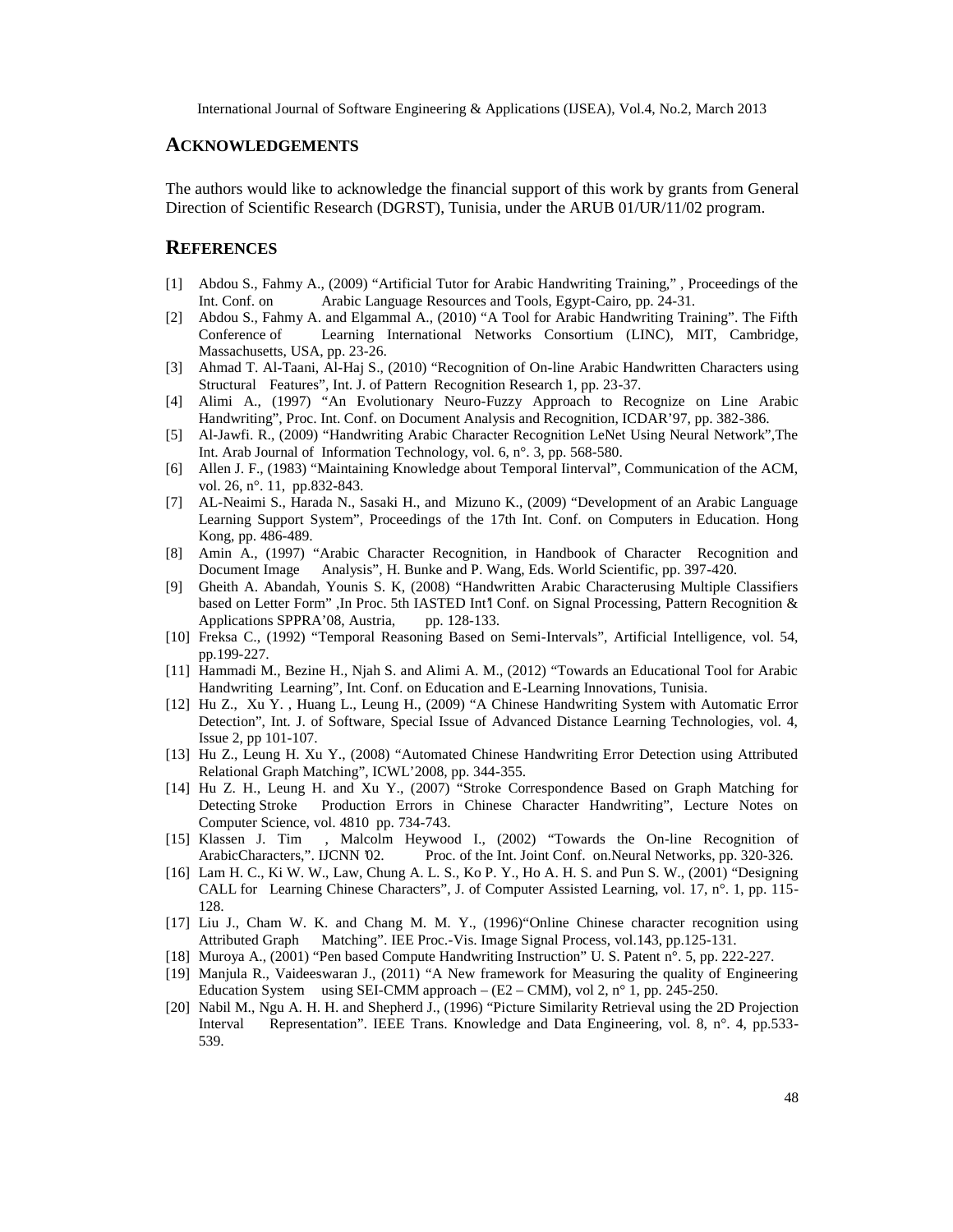## ACKNOWLEDGEMENTS

The authors would like to acknowledge the financial support of this work by grants from General Direction of Scientific Research (DGRST), Tunisia, under the ARUB 01/UR/11/02 program.

## REFERENCES

[1] Abdou S., Fahmy A., (2009) "Artificial Tutor for Arabic Handwriting Training," , Proceedings of the Int. Conf. on Arabic Language Resources and Tools, Egypt-Cairo, pp. 24-31.

[2] Abdou S., Fahmy A. and Elgammal A., (2010) "A Tool for Arabic Handwriting Training". The Fifth Conference of Learning International Networks Consortium (LINC), MIT, Cambridge, Massachusetts, USA, pp. 23-26.

[3] Ahmad T. Al-Taani, Al-Haj S., (2010) "Recognition of On-line Arabic Handwritten Characters using Structural Features", Int. J. of Pattern Recognition Research 1, pp. 23-37.

[4] Alimi A., (1997) "An Evolutionary Neuro-Fuzzy Approach to Recognize on Line Arabic Handwriting", Proc. Int. Conf. on Document Analysis and Recognition, ICDAR'97, pp. 382-386.

[5] Al-Jawfi. R., (2009) "Handwriting Arabic Character Recognition LeNet Using Neural Network",The Int. Arab Journal of Information Technology, vol. 6, n°. 3, pp. 568-580.

[6] Allen J. F., (1983) "Maintaining Knowledge about Temporal Iinterval", Communication of the ACM, vol. 26, n°. 11, pp.832-843.

[7] AL-Neaimi S., Harada N., Sasaki H., and Mizuno K., (2009) "Development of an Arabic Language Learning Support System", Proceedings of the 17th Int. Conf. on Computers in Education. Hong Kong, pp. 486-489.

[8] Amin A., (1997) "Arabic Character Recognition, in Handbook of Character Recognition and Document Image Analysis", H. Bunke and P. Wang, Eds. World Scientific, pp. 397-420.

[9] Gheith A. Abandah, Younis S. K, (2008) "Handwritten Arabic Characterusing Multiple Classifiers based on Letter Form" ,In Proc. 5th IASTED Int'l Conf. on Signal Processing, Pattern Recognition & Applications SPPRA'08, Austria, pp. 128-133.

[10] Freksa C., (1992) "Temporal Reasoning Based on Semi-Intervals", Artificial Intelligence, vol. 54, pp.199-227.

[11] Hammadi M., Bezine H., Njah S. and Alimi A. M., (2012) "Towards an Educational Tool for Arabic Handwriting Learning", Int. Conf. on Education and E-Learning Innovations, Tunisia.

[12] Hu Z., Xu Y. , Huang L., Leung H., (2009) "A Chinese Handwriting System with Automatic Error Detection", Int. J. of Software, Special Issue of Advanced Distance Learning Technologies, vol. 4, Issue 2, pp 101-107.

[13] Hu Z., Leung H. Xu Y., (2008) "Automated Chinese Handwriting Error Detection using Attributed Relational Graph Matching", ICWL'2008, pp. 344-355.

[14] Hu Z. H., Leung H. and Xu Y., (2007) "Stroke Correspondence Based on Graph Matching for Detecting Stroke Production Errors in Chinese Character Handwriting", Lecture Notes on Computer Science, vol. 4810 pp. 734-743.

[15] Klassen J. Tim , Malcolm Heywood I., (2002) "Towards the On-line Recognition of ArabicCharacters,". IJCNN '02. Proc. of the Int. Joint Conf. on.Neural Networks, pp. 320-326.

[16] Lam H. C., Ki W. W., Law, Chung A. L. S., Ko P. Y., Ho A. H. S. and Pun S. W., (2001) "Designing CALL for Learning Chinese Characters", J. of Computer Assisted Learning, vol. 17, n°. 1, pp. 115-128.

[17] Liu J., Cham W. K. and Chang M. M. Y., (1996)"Online Chinese character recognition using Attributed Graph Matching". IEE Proc.-Vis. Image Signal Process, vol.143, pp.125-131.

[18] Muroya A., (2001) "Pen based Compute Handwriting Instruction" U. S. Patent n°. 5, pp. 222-227.

[19] Manjula R., Vaideeswaran J., (2011) "A New framework for Measuring the quality of Engineering Education System using SEI-CMM approach – (E2 – CMM), vol 2, n° 1, pp. 245-250.

[20] Nabil M., Ngu A. H. H. and Shepherd J., (1996) "Picture Similarity Retrieval using the 2D Projection Interval Representation". IEEE Trans. Knowledge and Data Engineering, vol. 8, n°. 4, pp.533-539.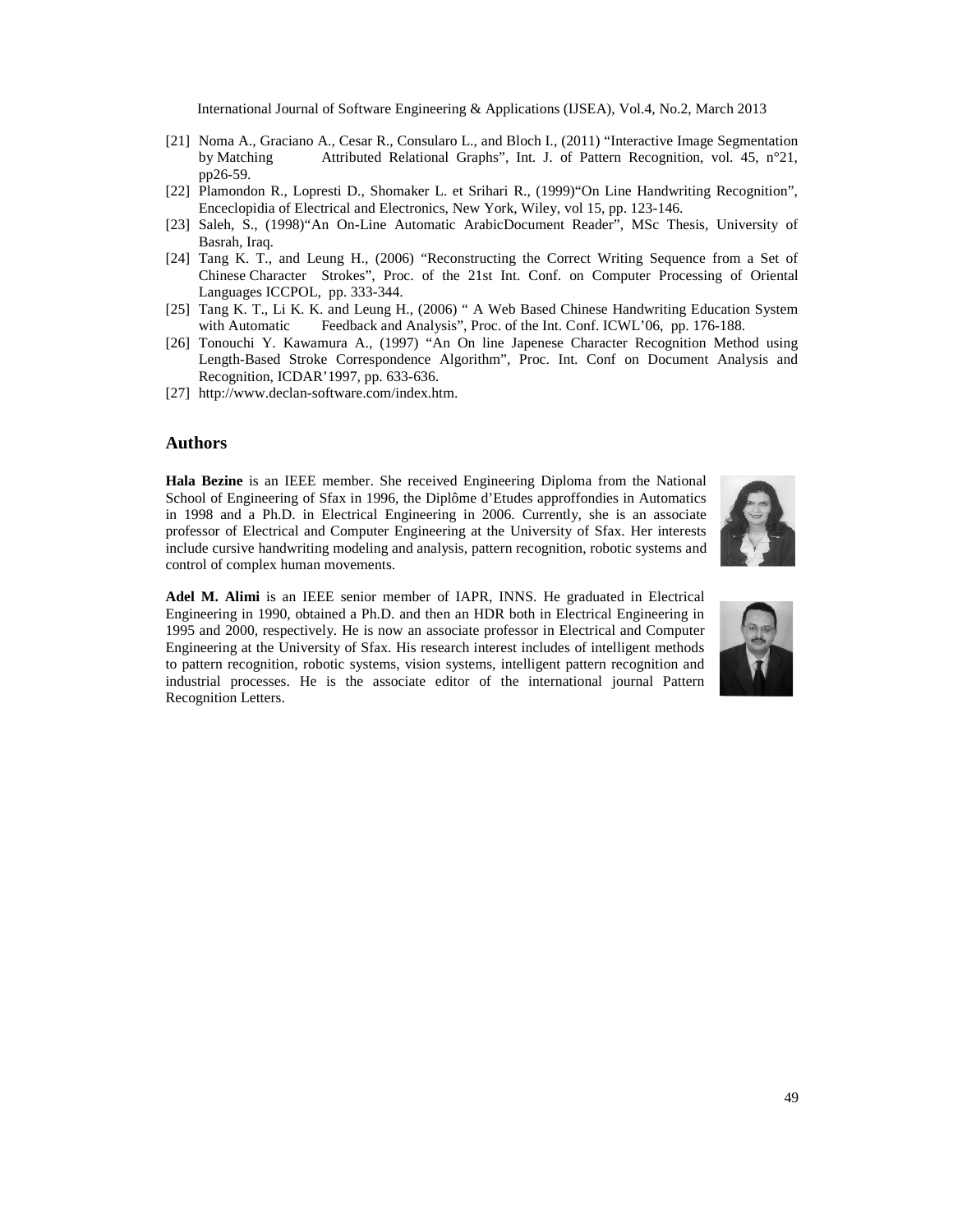[21] Noma A., Graciano A., Cesar R., Consularo L., and Bloch I., (2011) "Interactive Image Segmentation by Matching Attributed Relational Graphs", Int. J. of Pattern Recognition, vol. 45, n°21, pp26-59.

[22] Plamondon R., Lopresti D., Shomaker L. et Srihari R., (1999)"On Line Handwriting Recognition", Enceclopidia of Electrical and Electronics, New York, Wiley, vol 15, pp. 123-146.

[23] Saleh, S., (1998)"An On-Line Automatic ArabicDocument Reader", MSc Thesis, University of Basrah, Iraq.

[24] Tang K. T., and Leung H., (2006) "Reconstructing the Correct Writing Sequence from a Set of Chinese Character Strokes", Proc. of the 21st Int. Conf. on Computer Processing of Oriental Languages ICCPOL, pp. 333-344.

[25] Tang K. T., Li K. K. and Leung H., (2006) " A Web Based Chinese Handwriting Education System with Automatic Feedback and Analysis", Proc. of the Int. Conf. ICWL'06, pp. 176-188.

[26] Tonouchi Y. Kawamura A., (1997) "An On line Japenese Character Recognition Method using Length-Based Stroke Correspondence Algorithm", Proc. Int. Conf on Document Analysis and Recognition, ICDAR'1997, pp. 633-636.

[27] http://www.declan-software.com/index.htm.

## Authors

**Hala Bezine** is an IEEE member. She received Engineering Diploma from the National School of Engineering of Sfax in 1996, the Diplôme d'Etudes approffondies in Automatics in 1998 and a Ph.D. in Electrical Engineering in 2006. Currently, she is an associate professor of Electrical and Computer Engineering at the University of Sfax. Her interests include cursive handwriting modeling and analysis, pattern recognition, robotic systems and control of complex human movements.

**Adel M. Alimi** is an IEEE senior member of IAPR, INNS. He graduated in Electrical Engineering in 1990, obtained a Ph.D. and then an HDR both in Electrical Engineering in 1995 and 2000, respectively. He is now an associate professor in Electrical and Computer Engineering at the University of Sfax. His research interest includes of intelligent methods to pattern recognition, robotic systems, vision systems, intelligent pattern recognition and industrial processes. He is the associate editor of the international journal Pattern Recognition Letters.